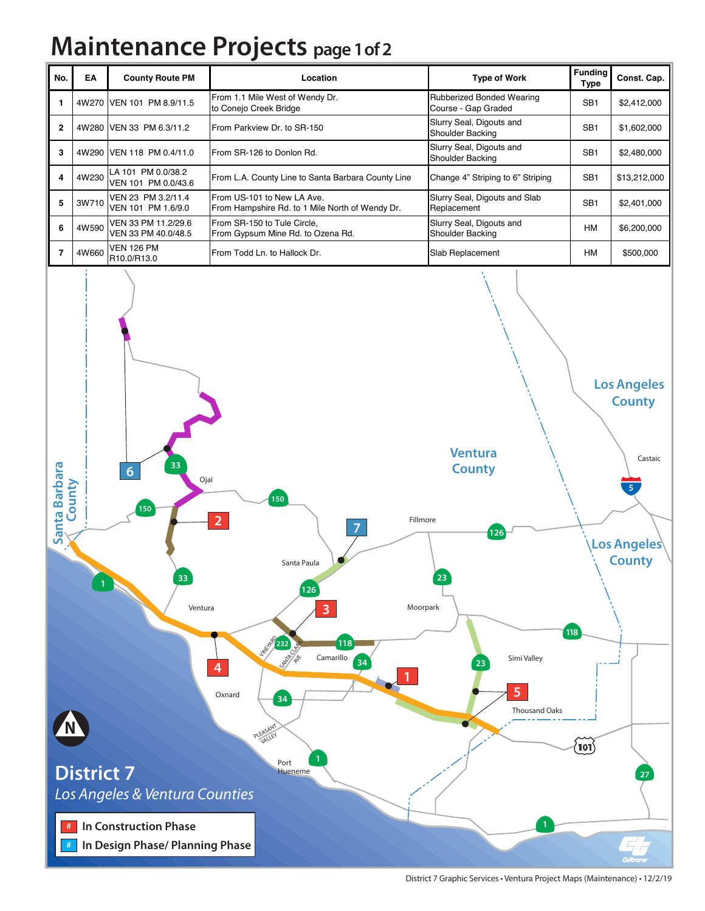# Maintenance Projects page 1 of 2

| No. | EA | County Route PM | Location | Type of Work | Funding Type | Const. Cap. |
|---|---|---|---|---|---|---|
| 1 | 4W270 | VEN 101 PM 8.9/11.5 | From 1.1 Mile West of Wendy Dr. to Conejo Creek Bridge | Rubberized Bonded Wearing Course - Gap Graded | SB1 | $2,412,000 |
| 2 | 4W280 | VEN 33 PM 6.3/11.2 | From Parkview Dr. to SR-150 | Slurry Seal, Digouts and Shoulder Backing | SB1 | $1,602,000 |
| 3 | 4W290 | VEN 118 PM 0.4/11.0 | From SR-126 to Donlon Rd. | Slurry Seal, Digouts and Shoulder Backing | SB1 | $2,480,000 |
| 4 | 4W230 | LA 101 PM 0.0/38.2<br>VEN 101 PM 0.0/43.6 | From L.A. County Line to Santa Barbara County Line | Change 4" Striping to 6" Striping | SB1 | $13,212,000 |
| 5 | 3W710 | VEN 23 PM 3.2/11.4<br>VEN 101 PM 1.6/9.0 | From US-101 to New LA Ave.<br>From Hampshire Rd. to 1 Mile North of Wendy Dr. | Slurry Seal, Digouts and Slab Replacement | SB1 | $2,401,000 |
| 6 | 4W590 | VEN 33 PM 11.2/29.6<br>VEN 33 PM 40.0/48.5 | From SR-150 to Tule Circle,<br>From Gypsum Mine Rd. to Ozena Rd. | Slurry Seal, Digouts and Shoulder Backing | HM | $6,200,000 |
| 7 | 4W660 | VEN 126 PM R10.0/R13.0 | From Todd Ln. to Hallock Dr. | Slab Replacement | HM | $500,000 |

**District 7**

*Los Angeles & Ventura Counties*

- In Construction Phase
- In Design Phase/ Planning Phase

District 7 Graphic Services • Ventura Project Maps (Maintenance) • 12/2/19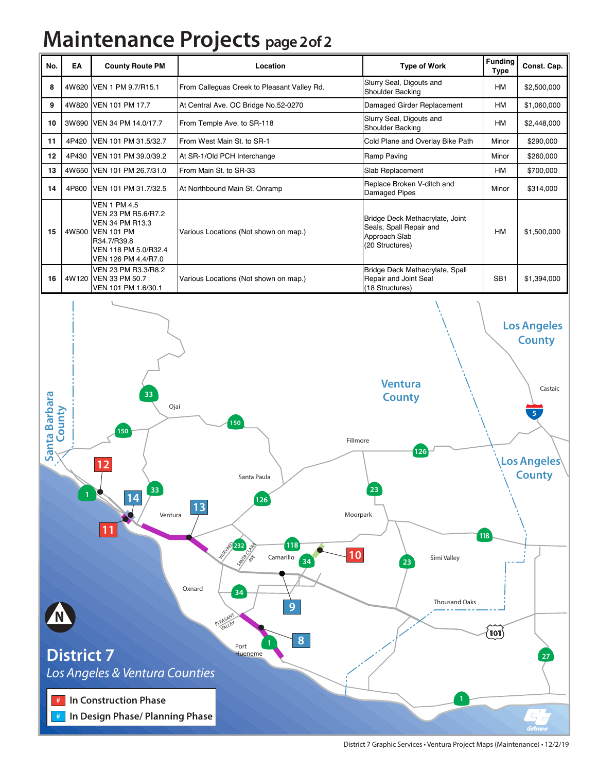# Maintenance Projects page 2 of 2

| No. | EA | County Route PM | Location | Type of Work | Funding Type | Const. Cap. |
|---|---|---|---|---|---|---|
| 8 | 4W620 | VEN 1 PM 9.7/R15.1 | From Calleguas Creek to Pleasant Valley Rd. | Slurry Seal, Digouts and Shoulder Backing | HM | $2,500,000 |
| 9 | 4W820 | VEN 101 PM 17.7 | At Central Ave. OC Bridge No.52-0270 | Damaged Girder Replacement | HM | $1,060,000 |
| 10 | 3W690 | VEN 34 PM 14.0/17.7 | From Temple Ave. to SR-118 | Slurry Seal, Digouts and Shoulder Backing | HM | $2,448,000 |
| 11 | 4P420 | VEN 101 PM 31.5/32.7 | From West Main St. to SR-1 | Cold Plane and Overlay Bike Path | Minor | $290,000 |
| 12 | 4P430 | VEN 101 PM 39.0/39.2 | At SR-1/Old PCH Interchange | Ramp Paving | Minor | $260,000 |
| 13 | 4W650 | VEN 101 PM 26.7/31.0 | From Main St. to SR-33 | Slab Replacement | HM | $700,000 |
| 14 | 4P800 | VEN 101 PM 31.7/32.5 | At Northbound Main St. Onramp | Replace Broken V-ditch and Damaged Pipes | Minor | $314,000 |
| 15 | 4W500 | VEN 1 PM 4.5<br>VEN 23 PM R5.6/R7.2<br>VEN 34 PM R13.3<br>VEN 101 PM R34.7/R39.8<br>VEN 118 PM 5.0/R32.4<br>VEN 126 PM 4.4/R7.0 | Various Locations (Not shown on map.) | Bridge Deck Methacrylate, Joint Seals, Spall Repair and Approach Slab (20 Structures) | HM | $1,500,000 |
| 16 | 4W120 | VEN 23 PM R3.3/R8.2<br>VEN 33 PM 50.7<br>VEN 101 PM 1.6/30.1 | Various Locations (Not shown on map.) | Bridge Deck Methacrylate, Spall Repair and Joint Seal (18 Structures) | SB1 | $1,394,000 |

Los Angeles County

Ventura County

Santa Barbara County

Castaic

Ojai

Fillmore

Santa Paula

Ventura

Moorpark

Camarillo

Simi Valley

Oxnard

Thousand Oaks

Port Hueneme

**District 7**

*Los Angeles & Ventura Counties*

- In Construction Phase
- In Design Phase/ Planning Phase

District 7 Graphic Services • Ventura Project Maps (Maintenance) • 12/2/19